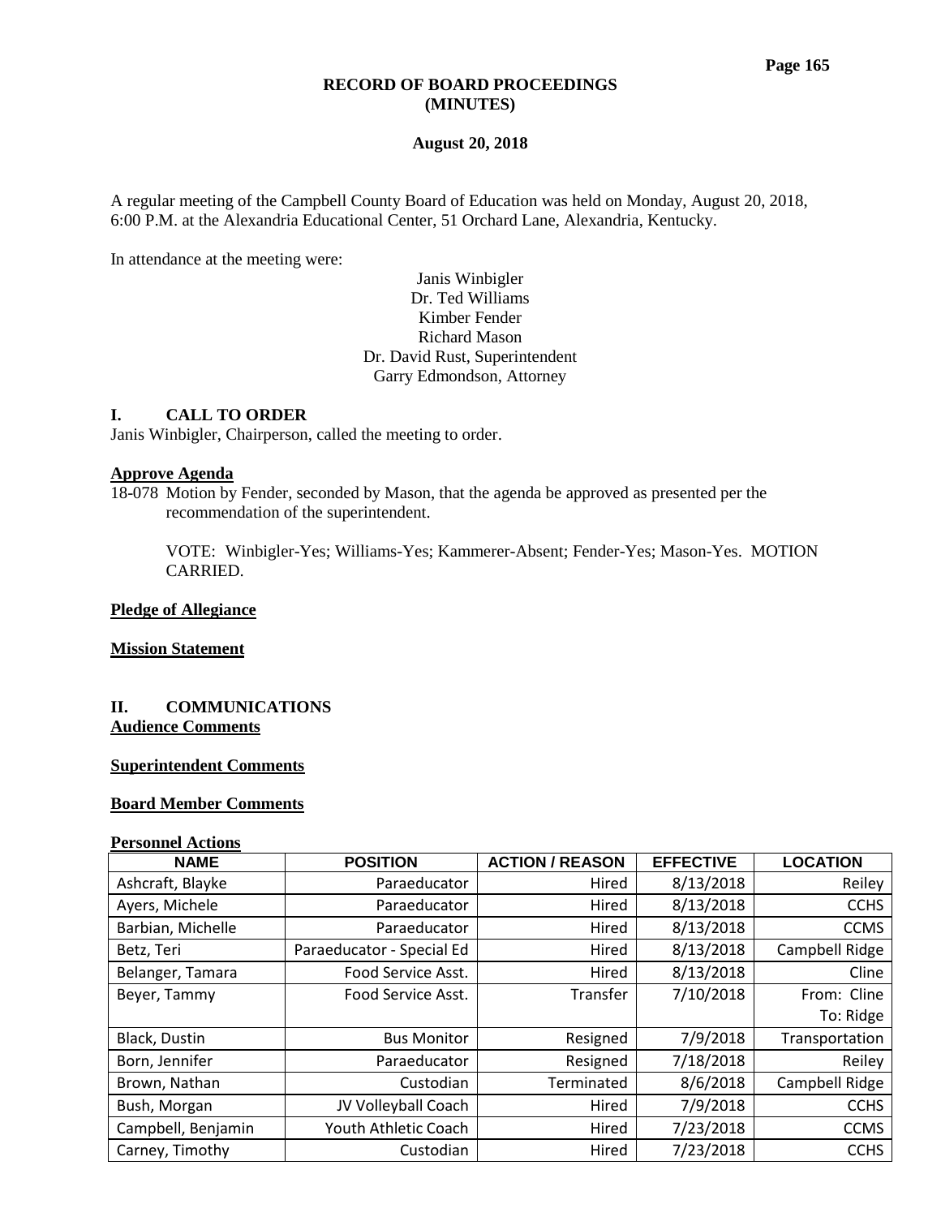**RECORD OF BOARD PROCEEDINGS**
**(MINUTES)**

**August 20, 2018**

A regular meeting of the Campbell County Board of Education was held on Monday, August 20, 2018, 6:00 P.M. at the Alexandria Educational Center, 51 Orchard Lane, Alexandria, Kentucky.

In attendance at the meeting were:

Janis Winbigler
Dr. Ted Williams
Kimber Fender
Richard Mason
Dr. David Rust, Superintendent
Garry Edmondson, Attorney

## I. CALL TO ORDER

Janis Winbigler, Chairperson, called the meeting to order.

**Approve Agenda**

18-078 Motion by Fender, seconded by Mason, that the agenda be approved as presented per the recommendation of the superintendent.

VOTE: Winbigler-Yes; Williams-Yes; Kammerer-Absent; Fender-Yes; Mason-Yes. MOTION CARRIED.

**Pledge of Allegiance**

**Mission Statement**

## II. COMMUNICATIONS

**Audience Comments**

**Superintendent Comments**

**Board Member Comments**

**Personnel Actions**

| NAME | POSITION | ACTION / REASON | EFFECTIVE | LOCATION |
|---|---|---|---|---|
| Ashcraft, Blayke | Paraeducator | Hired | 8/13/2018 | Reiley |
| Ayers, Michele | Paraeducator | Hired | 8/13/2018 | CCHS |
| Barbian, Michelle | Paraeducator | Hired | 8/13/2018 | CCMS |
| Betz, Teri | Paraeducator - Special Ed | Hired | 8/13/2018 | Campbell Ridge |
| Belanger, Tamara | Food Service Asst. | Hired | 8/13/2018 | Cline |
| Beyer, Tammy | Food Service Asst. | Transfer | 7/10/2018 | From: Cline To: Ridge |
| Black, Dustin | Bus Monitor | Resigned | 7/9/2018 | Transportation |
| Born, Jennifer | Paraeducator | Resigned | 7/18/2018 | Reiley |
| Brown, Nathan | Custodian | Terminated | 8/6/2018 | Campbell Ridge |
| Bush, Morgan | JV Volleyball Coach | Hired | 7/9/2018 | CCHS |
| Campbell, Benjamin | Youth Athletic Coach | Hired | 7/23/2018 | CCMS |
| Carney, Timothy | Custodian | Hired | 7/23/2018 | CCHS |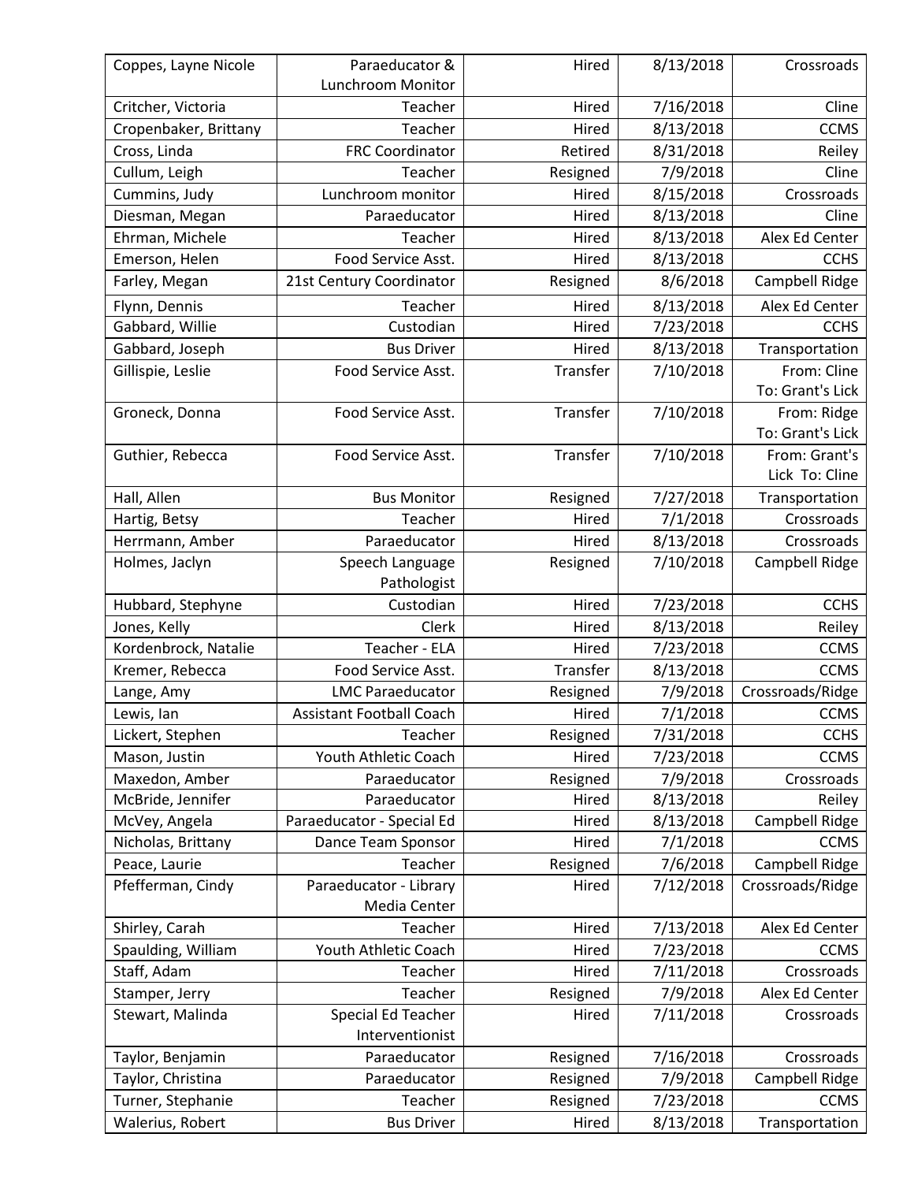| | | | | |
|---|---|---|---|---|
| Coppes, Layne Nicole | Paraeducator & Lunchroom Monitor | Hired | 8/13/2018 | Crossroads |
| Critcher, Victoria | Teacher | Hired | 7/16/2018 | Cline |
| Cropenbaker, Brittany | Teacher | Hired | 8/13/2018 | CCMS |
| Cross, Linda | FRC Coordinator | Retired | 8/31/2018 | Reiley |
| Cullum, Leigh | Teacher | Resigned | 7/9/2018 | Cline |
| Cummins, Judy | Lunchroom monitor | Hired | 8/15/2018 | Crossroads |
| Diesman, Megan | Paraeducator | Hired | 8/13/2018 | Cline |
| Ehrman, Michele | Teacher | Hired | 8/13/2018 | Alex Ed Center |
| Emerson, Helen | Food Service Asst. | Hired | 8/13/2018 | CCHS |
| Farley, Megan | 21st Century Coordinator | Resigned | 8/6/2018 | Campbell Ridge |
| Flynn, Dennis | Teacher | Hired | 8/13/2018 | Alex Ed Center |
| Gabbard, Willie | Custodian | Hired | 7/23/2018 | CCHS |
| Gabbard, Joseph | Bus Driver | Hired | 8/13/2018 | Transportation |
| Gillispie, Leslie | Food Service Asst. | Transfer | 7/10/2018 | From: Cline To: Grant's Lick |
| Groneck, Donna | Food Service Asst. | Transfer | 7/10/2018 | From: Ridge To: Grant's Lick |
| Guthier, Rebecca | Food Service Asst. | Transfer | 7/10/2018 | From: Grant's Lick To: Cline |
| Hall, Allen | Bus Monitor | Resigned | 7/27/2018 | Transportation |
| Hartig, Betsy | Teacher | Hired | 7/1/2018 | Crossroads |
| Herrmann, Amber | Paraeducator | Hired | 8/13/2018 | Crossroads |
| Holmes, Jaclyn | Speech Language Pathologist | Resigned | 7/10/2018 | Campbell Ridge |
| Hubbard, Stephyne | Custodian | Hired | 7/23/2018 | CCHS |
| Jones, Kelly | Clerk | Hired | 8/13/2018 | Reiley |
| Kordenbrock, Natalie | Teacher - ELA | Hired | 7/23/2018 | CCMS |
| Kremer, Rebecca | Food Service Asst. | Transfer | 8/13/2018 | CCMS |
| Lange, Amy | LMC Paraeducator | Resigned | 7/9/2018 | Crossroads/Ridge |
| Lewis, Ian | Assistant Football Coach | Hired | 7/1/2018 | CCMS |
| Lickert, Stephen | Teacher | Resigned | 7/31/2018 | CCHS |
| Mason, Justin | Youth Athletic Coach | Hired | 7/23/2018 | CCMS |
| Maxedon, Amber | Paraeducator | Resigned | 7/9/2018 | Crossroads |
| McBride, Jennifer | Paraeducator | Hired | 8/13/2018 | Reiley |
| McVey, Angela | Paraeducator - Special Ed | Hired | 8/13/2018 | Campbell Ridge |
| Nicholas, Brittany | Dance Team Sponsor | Hired | 7/1/2018 | CCMS |
| Peace, Laurie | Teacher | Resigned | 7/6/2018 | Campbell Ridge |
| Pfefferman, Cindy | Paraeducator - Library Media Center | Hired | 7/12/2018 | Crossroads/Ridge |
| Shirley, Carah | Teacher | Hired | 7/13/2018 | Alex Ed Center |
| Spaulding, William | Youth Athletic Coach | Hired | 7/23/2018 | CCMS |
| Staff, Adam | Teacher | Hired | 7/11/2018 | Crossroads |
| Stamper, Jerry | Teacher | Resigned | 7/9/2018 | Alex Ed Center |
| Stewart, Malinda | Special Ed Teacher Interventionist | Hired | 7/11/2018 | Crossroads |
| Taylor, Benjamin | Paraeducator | Resigned | 7/16/2018 | Crossroads |
| Taylor, Christina | Paraeducator | Resigned | 7/9/2018 | Campbell Ridge |
| Turner, Stephanie | Teacher | Resigned | 7/23/2018 | CCMS |
| Walerius, Robert | Bus Driver | Hired | 8/13/2018 | Transportation |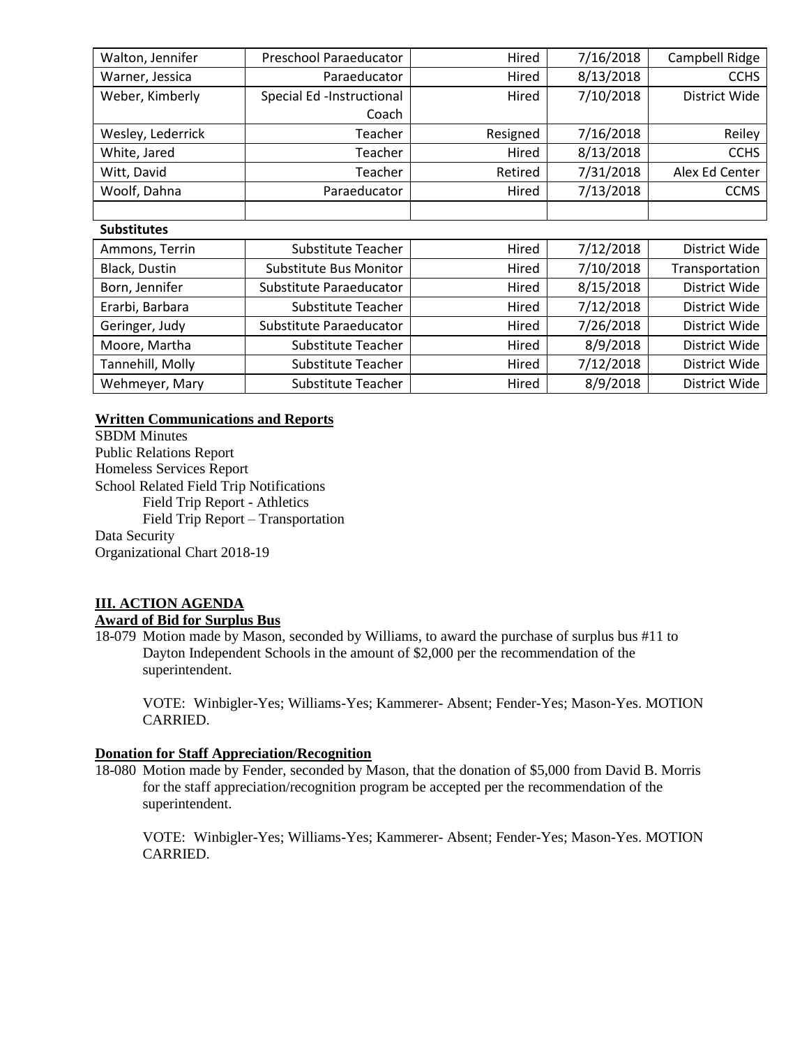| | | | | |
|---|---|---|---|---|
| Walton, Jennifer | Preschool Paraeducator | Hired | 7/16/2018 | Campbell Ridge |
| Warner, Jessica | Paraeducator | Hired | 8/13/2018 | CCHS |
| Weber, Kimberly | Special Ed -Instructional Coach | Hired | 7/10/2018 | District Wide |
| Wesley, Lederrick | Teacher | Resigned | 7/16/2018 | Reiley |
| White, Jared | Teacher | Hired | 8/13/2018 | CCHS |
| Witt, David | Teacher | Retired | 7/31/2018 | Alex Ed Center |
| Woolf, Dahna | Paraeducator | Hired | 7/13/2018 | CCMS |
| | | | | |

**Substitutes**

| | | | | |
|---|---|---|---|---|
| Ammons, Terrin | Substitute Teacher | Hired | 7/12/2018 | District Wide |
| Black, Dustin | Substitute Bus Monitor | Hired | 7/10/2018 | Transportation |
| Born, Jennifer | Substitute Paraeducator | Hired | 8/15/2018 | District Wide |
| Erarbi, Barbara | Substitute Teacher | Hired | 7/12/2018 | District Wide |
| Geringer, Judy | Substitute Paraeducator | Hired | 7/26/2018 | District Wide |
| Moore, Martha | Substitute Teacher | Hired | 8/9/2018 | District Wide |
| Tannehill, Molly | Substitute Teacher | Hired | 7/12/2018 | District Wide |
| Wehmeyer, Mary | Substitute Teacher | Hired | 8/9/2018 | District Wide |

**Written Communications and Reports**

SBDM Minutes
Public Relations Report
Homeless Services Report
School Related Field Trip Notifications
 Field Trip Report - Athletics
 Field Trip Report – Transportation
Data Security
Organizational Chart 2018-19

## III. ACTION AGENDA

**Award of Bid for Surplus Bus**

18-079 Motion made by Mason, seconded by Williams, to award the purchase of surplus bus #11 to Dayton Independent Schools in the amount of $2,000 per the recommendation of the superintendent.

VOTE: Winbigler-Yes; Williams-Yes; Kammerer- Absent; Fender-Yes; Mason-Yes. MOTION CARRIED.

**Donation for Staff Appreciation/Recognition**

18-080 Motion made by Fender, seconded by Mason, that the donation of $5,000 from David B. Morris for the staff appreciation/recognition program be accepted per the recommendation of the superintendent.

VOTE: Winbigler-Yes; Williams-Yes; Kammerer- Absent; Fender-Yes; Mason-Yes. MOTION CARRIED.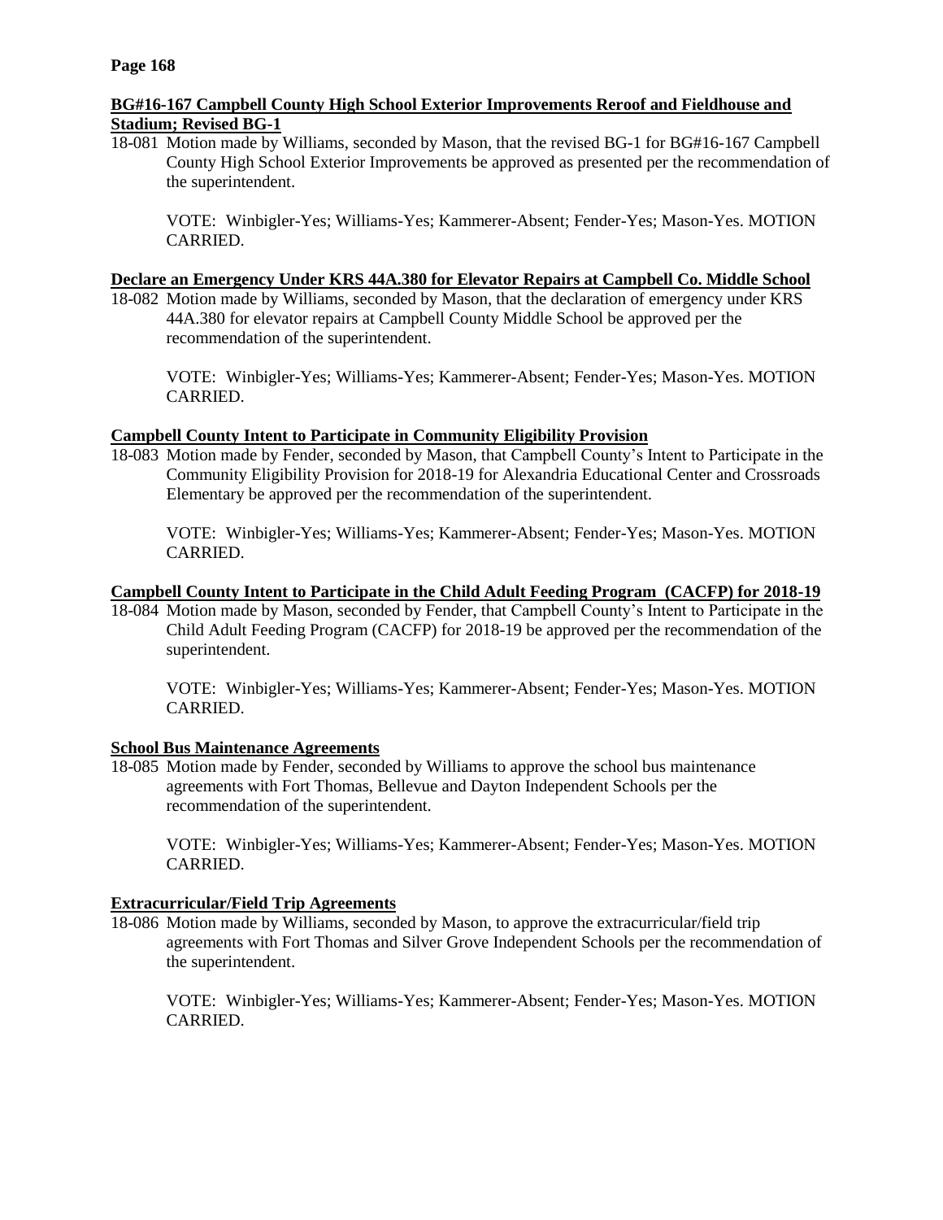**BG#16-167 Campbell County High School Exterior Improvements Reroof and Fieldhouse and Stadium; Revised BG-1**

18-081 Motion made by Williams, seconded by Mason, that the revised BG-1 for BG#16-167 Campbell County High School Exterior Improvements be approved as presented per the recommendation of the superintendent.

VOTE: Winbigler-Yes; Williams-Yes; Kammerer-Absent; Fender-Yes; Mason-Yes. MOTION CARRIED.

**Declare an Emergency Under KRS 44A.380 for Elevator Repairs at Campbell Co. Middle School**

18-082 Motion made by Williams, seconded by Mason, that the declaration of emergency under KRS 44A.380 for elevator repairs at Campbell County Middle School be approved per the recommendation of the superintendent.

VOTE: Winbigler-Yes; Williams-Yes; Kammerer-Absent; Fender-Yes; Mason-Yes. MOTION CARRIED.

**Campbell County Intent to Participate in Community Eligibility Provision**

18-083 Motion made by Fender, seconded by Mason, that Campbell County's Intent to Participate in the Community Eligibility Provision for 2018-19 for Alexandria Educational Center and Crossroads Elementary be approved per the recommendation of the superintendent.

VOTE: Winbigler-Yes; Williams-Yes; Kammerer-Absent; Fender-Yes; Mason-Yes. MOTION CARRIED.

**Campbell County Intent to Participate in the Child Adult Feeding Program (CACFP) for 2018-19**

18-084 Motion made by Mason, seconded by Fender, that Campbell County's Intent to Participate in the Child Adult Feeding Program (CACFP) for 2018-19 be approved per the recommendation of the superintendent.

VOTE: Winbigler-Yes; Williams-Yes; Kammerer-Absent; Fender-Yes; Mason-Yes. MOTION CARRIED.

**School Bus Maintenance Agreements**

18-085 Motion made by Fender, seconded by Williams to approve the school bus maintenance agreements with Fort Thomas, Bellevue and Dayton Independent Schools per the recommendation of the superintendent.

VOTE: Winbigler-Yes; Williams-Yes; Kammerer-Absent; Fender-Yes; Mason-Yes. MOTION CARRIED.

**Extracurricular/Field Trip Agreements**

18-086 Motion made by Williams, seconded by Mason, to approve the extracurricular/field trip agreements with Fort Thomas and Silver Grove Independent Schools per the recommendation of the superintendent.

VOTE: Winbigler-Yes; Williams-Yes; Kammerer-Absent; Fender-Yes; Mason-Yes. MOTION CARRIED.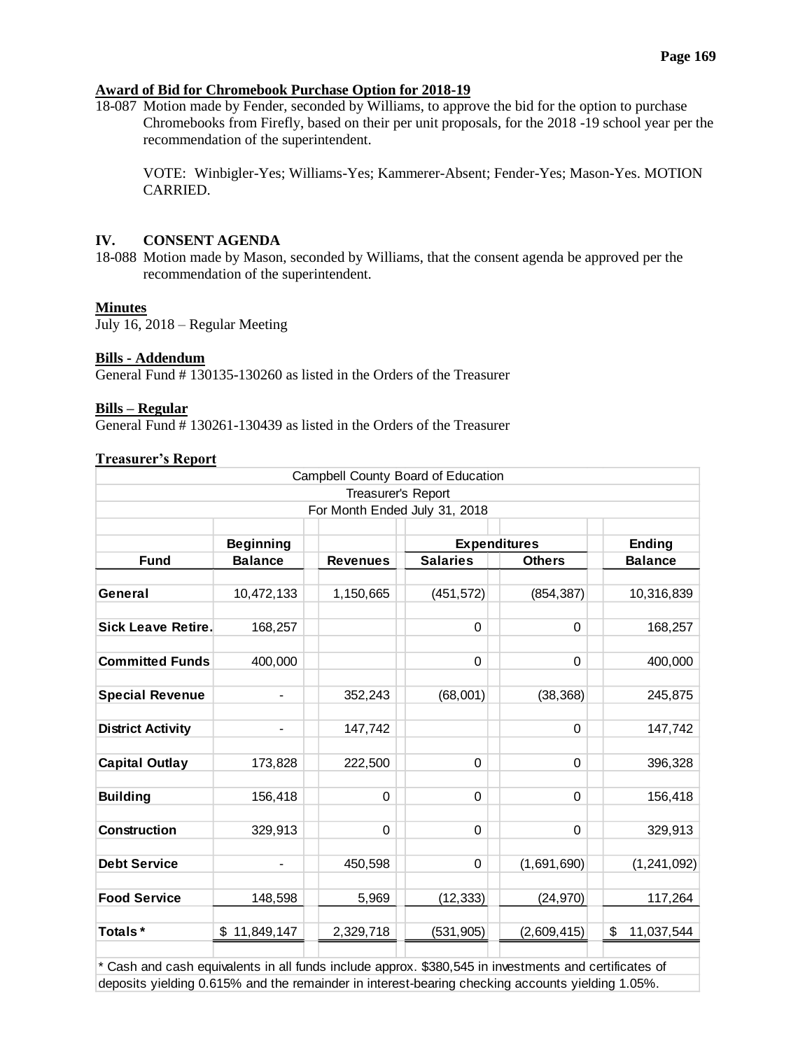**Award of Bid for Chromebook Purchase Option for 2018-19**

18-087 Motion made by Fender, seconded by Williams, to approve the bid for the option to purchase Chromebooks from Firefly, based on their per unit proposals, for the 2018 -19 school year per the recommendation of the superintendent.

VOTE: Winbigler-Yes; Williams-Yes; Kammerer-Absent; Fender-Yes; Mason-Yes. MOTION CARRIED.

## IV. CONSENT AGENDA

18-088 Motion made by Mason, seconded by Williams, that the consent agenda be approved per the recommendation of the superintendent.

**Minutes**

July 16, 2018 – Regular Meeting

**Bills - Addendum**

General Fund # 130135-130260 as listed in the Orders of the Treasurer

**Bills – Regular**

General Fund # 130261-130439 as listed in the Orders of the Treasurer

**Treasurer's Report**

Campbell County Board of Education
Treasurer's Report
For Month Ended July 31, 2018

| Fund | Beginning Balance | Revenues | Expenditures Salaries | Expenditures Others | Ending Balance |
|---|---|---|---|---|---|
| **General** | 10,472,133 | 1,150,665 | (451,572) | (854,387) | 10,316,839 |
| **Sick Leave Retire.** | 168,257 | | 0 | 0 | 168,257 |
| **Committed Funds** | 400,000 | | 0 | 0 | 400,000 |
| **Special Revenue** | - | 352,243 | (68,001) | (38,368) | 245,875 |
| **District Activity** | - | 147,742 | | 0 | 147,742 |
| **Capital Outlay** | 173,828 | 222,500 | 0 | 0 | 396,328 |
| **Building** | 156,418 | 0 | 0 | 0 | 156,418 |
| **Construction** | 329,913 | 0 | 0 | 0 | 329,913 |
| **Debt Service** | - | 450,598 | 0 | (1,691,690) | (1,241,092) |
| **Food Service** | 148,598 | 5,969 | (12,333) | (24,970) | 117,264 |
| **Totals*** | $ 11,849,147 | 2,329,718 | (531,905) | (2,609,415) | $ 11,037,544 |

* Cash and cash equivalents in all funds include approx. $380,545 in investments and certificates of deposits yielding 0.615% and the remainder in interest-bearing checking accounts yielding 1.05%.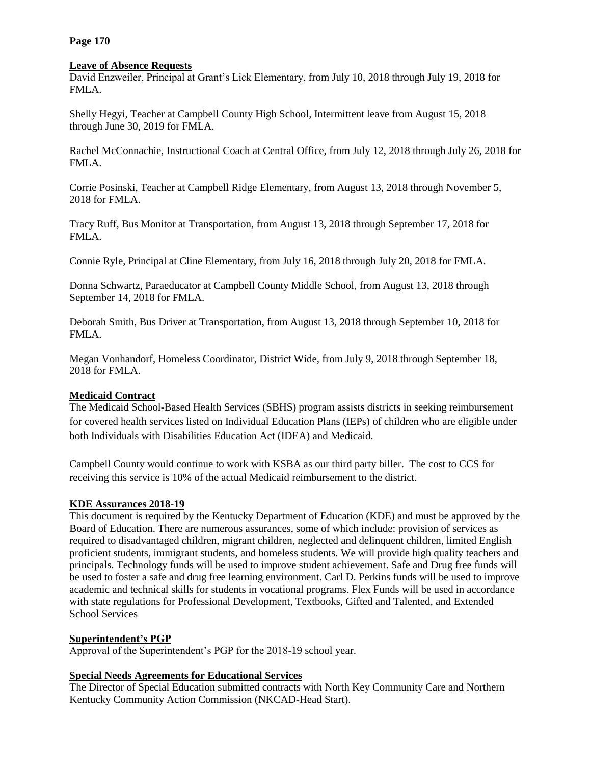## Leave of Absence Requests

David Enzweiler, Principal at Grant's Lick Elementary, from July 10, 2018 through July 19, 2018 for FMLA.

Shelly Hegyi, Teacher at Campbell County High School, Intermittent leave from August 15, 2018 through June 30, 2019 for FMLA.

Rachel McConnachie, Instructional Coach at Central Office, from July 12, 2018 through July 26, 2018 for FMLA.

Corrie Posinski, Teacher at Campbell Ridge Elementary, from August 13, 2018 through November 5, 2018 for FMLA.

Tracy Ruff, Bus Monitor at Transportation, from August 13, 2018 through September 17, 2018 for FMLA.

Connie Ryle, Principal at Cline Elementary, from July 16, 2018 through July 20, 2018 for FMLA.

Donna Schwartz, Paraeducator at Campbell County Middle School, from August 13, 2018 through September 14, 2018 for FMLA.

Deborah Smith, Bus Driver at Transportation, from August 13, 2018 through September 10, 2018 for FMLA.

Megan Vonhandorf, Homeless Coordinator, District Wide, from July 9, 2018 through September 18, 2018 for FMLA.

## Medicaid Contract

The Medicaid School-Based Health Services (SBHS) program assists districts in seeking reimbursement for covered health services listed on Individual Education Plans (IEPs) of children who are eligible under both Individuals with Disabilities Education Act (IDEA) and Medicaid.

Campbell County would continue to work with KSBA as our third party biller. The cost to CCS for receiving this service is 10% of the actual Medicaid reimbursement to the district.

## KDE Assurances 2018-19

This document is required by the Kentucky Department of Education (KDE) and must be approved by the Board of Education. There are numerous assurances, some of which include: provision of services as required to disadvantaged children, migrant children, neglected and delinquent children, limited English proficient students, immigrant students, and homeless students. We will provide high quality teachers and principals. Technology funds will be used to improve student achievement. Safe and Drug free funds will be used to foster a safe and drug free learning environment. Carl D. Perkins funds will be used to improve academic and technical skills for students in vocational programs. Flex Funds will be used in accordance with state regulations for Professional Development, Textbooks, Gifted and Talented, and Extended School Services

## Superintendent's PGP

Approval of the Superintendent's PGP for the 2018-19 school year.

## Special Needs Agreements for Educational Services

The Director of Special Education submitted contracts with North Key Community Care and Northern Kentucky Community Action Commission (NKCAD-Head Start).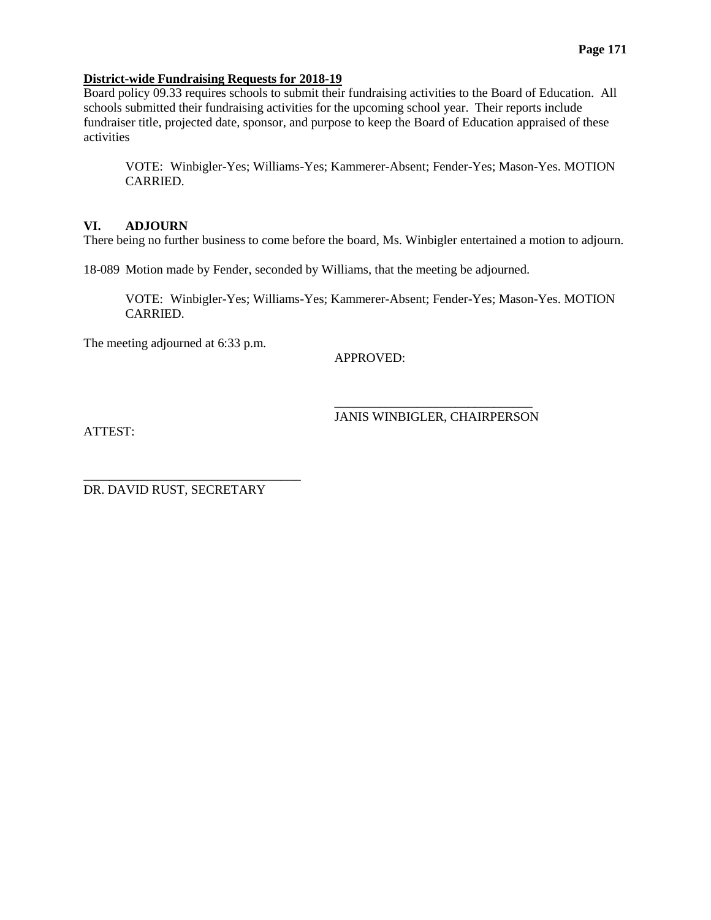**District-wide Fundraising Requests for 2018-19**

Board policy 09.33 requires schools to submit their fundraising activities to the Board of Education. All schools submitted their fundraising activities for the upcoming school year. Their reports include fundraiser title, projected date, sponsor, and purpose to keep the Board of Education appraised of these activities

> VOTE: Winbigler-Yes; Williams-Yes; Kammerer-Absent; Fender-Yes; Mason-Yes. MOTION CARRIED.

## VI. ADJOURN

There being no further business to come before the board, Ms. Winbigler entertained a motion to adjourn.

18-089 Motion made by Fender, seconded by Williams, that the meeting be adjourned.

> VOTE: Winbigler-Yes; Williams-Yes; Kammerer-Absent; Fender-Yes; Mason-Yes. MOTION CARRIED.

The meeting adjourned at 6:33 p.m.

APPROVED:

______________________________

JANIS WINBIGLER, CHAIRPERSON

ATTEST:

______________________________

DR. DAVID RUST, SECRETARY